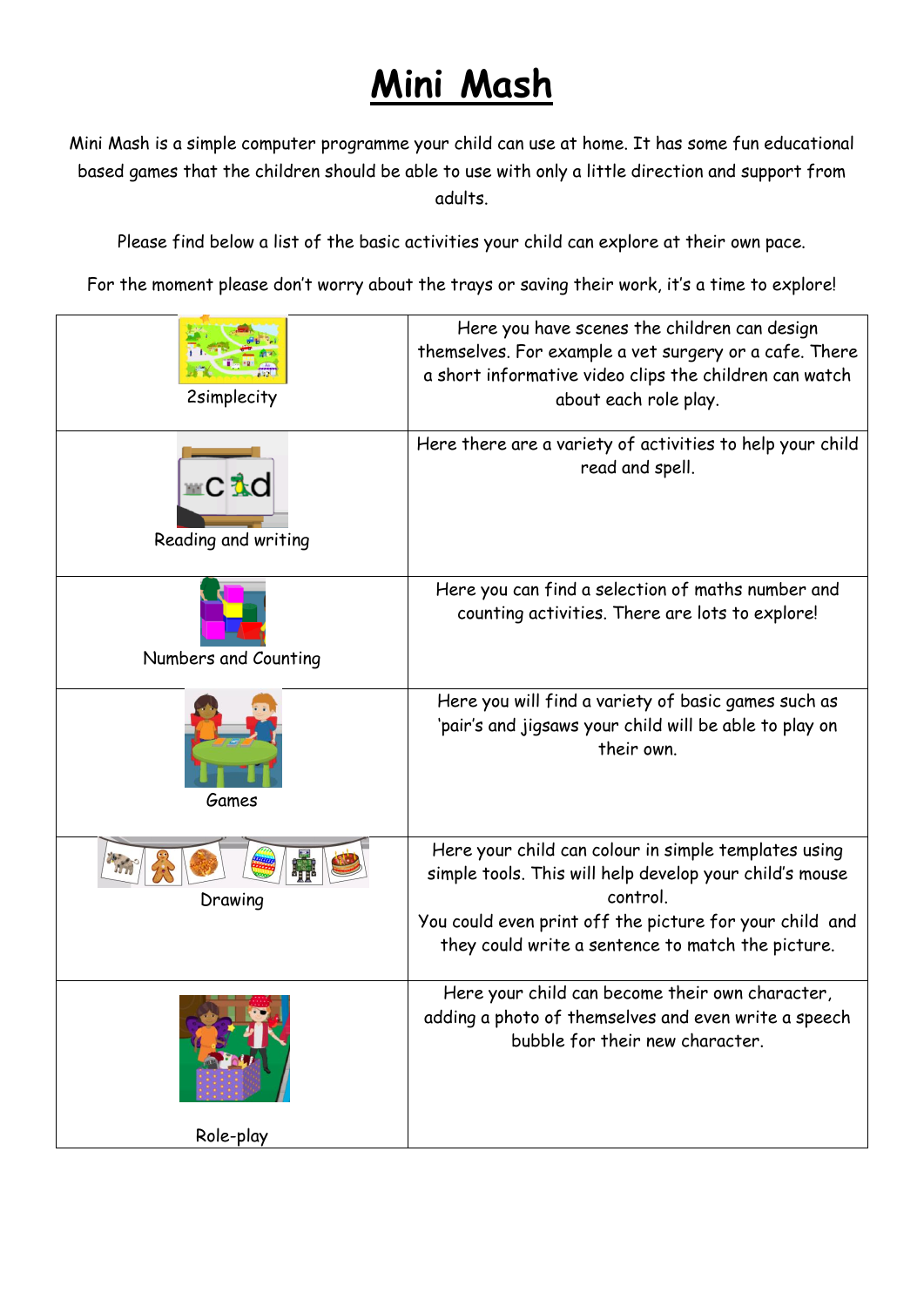# Mini Mash

Mini Mash is a simple computer programme your child can use at home. It has some fun educational based games that the children should be able to use with only a little direction and support from adults.

Please find below a list of the basic activities your child can explore at their own pace.

For the moment please don't worry about the trays or saving their work, it's a time to explore!

| | |
|---|---|
| 2simplecity | Here you have scenes the children can design themselves. For example a vet surgery or a cafe. There a short informative video clips the children can watch about each role play. |
| Reading and writing | Here there are a variety of activities to help your child read and spell. |
| Numbers and Counting | Here you can find a selection of maths number and counting activities. There are lots to explore! |
| Games | Here you will find a variety of basic games such as 'pair's and jigsaws your child will be able to play on their own. |
| Drawing | Here your child can colour in simple templates using simple tools. This will help develop your child's mouse control.<br>You could even print off the picture for your child and they could write a sentence to match the picture. |
| Role-play | Here your child can become their own character, adding a photo of themselves and even write a speech bubble for their new character. |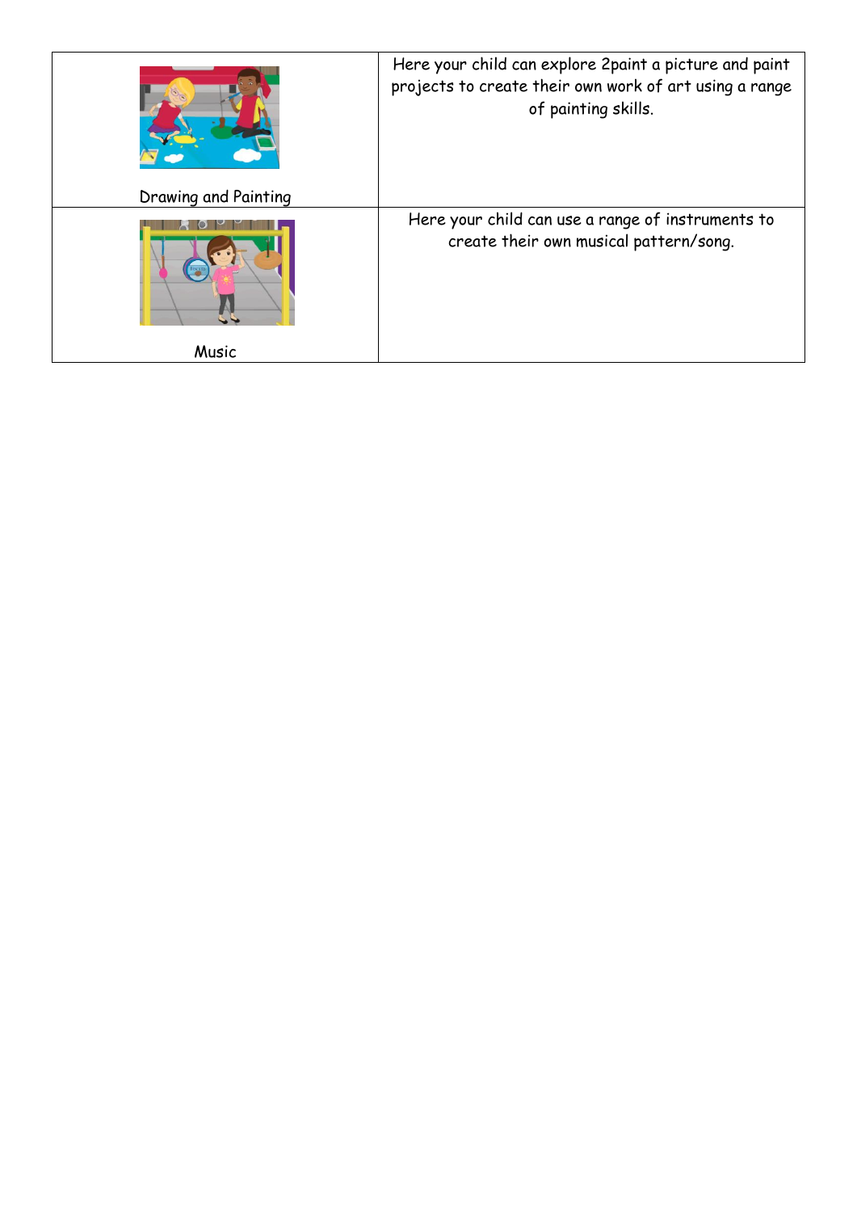| | |
|---|---|
| Drawing and Painting | Here your child can explore 2paint a picture and paint projects to create their own work of art using a range of painting skills. |
| Music | Here your child can use a range of instruments to create their own musical pattern/song. |